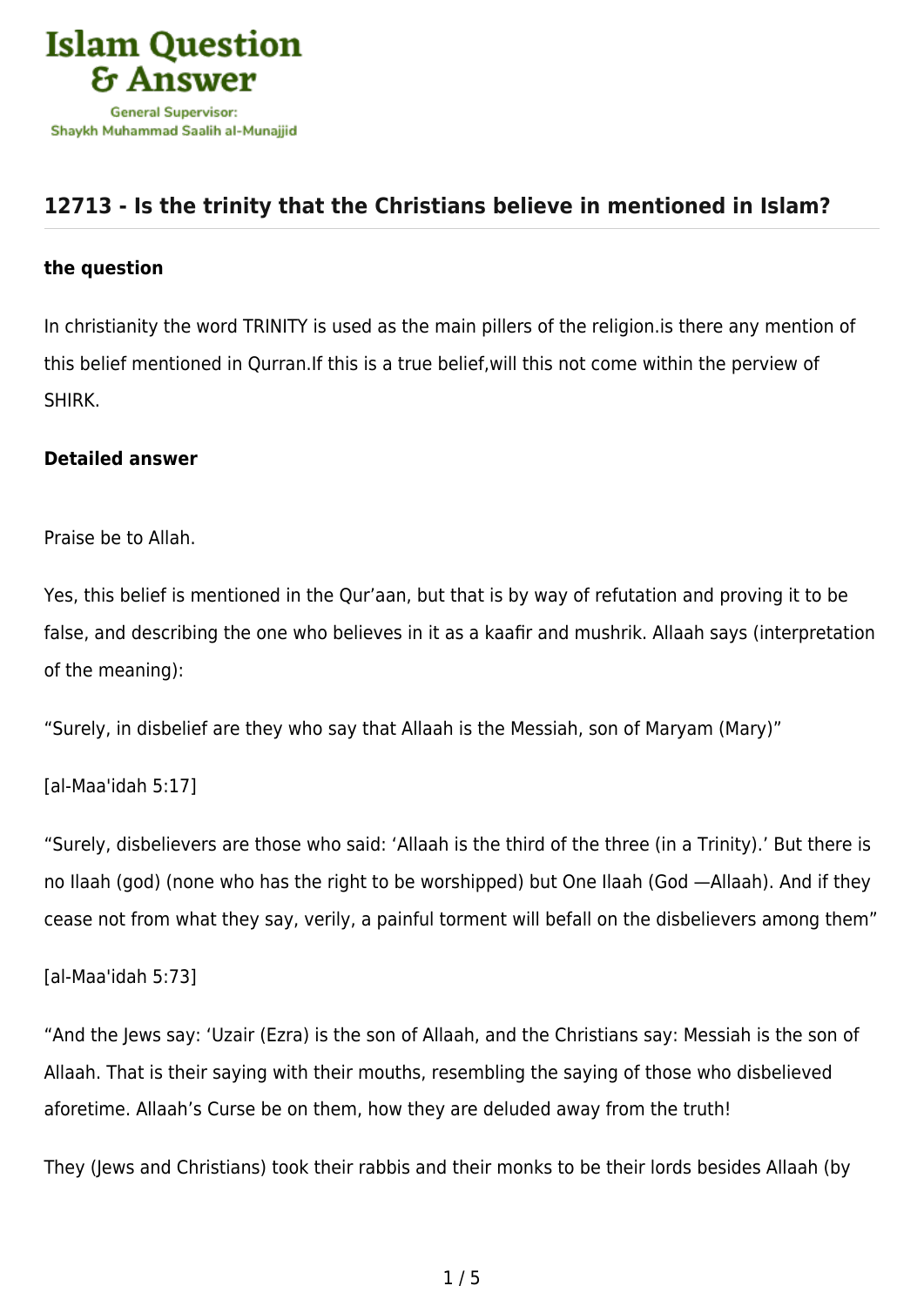# Islam Question & Answer

General Supervisor: Shaykh Muhammad Saalih al-Munajjid

## 12713 - Is the trinity that the Christians believe in mentioned in Islam?

### the question

In christianity the word TRINITY is used as the main pillers of the religion.is there any mention of this belief mentioned in Qurran.If this is a true belief,will this not come within the perview of SHIRK.

### Detailed answer

Praise be to Allah.

Yes, this belief is mentioned in the Qur'aan, but that is by way of refutation and proving it to be false, and describing the one who believes in it as a kaafir and mushrik. Allaah says (interpretation of the meaning):

"Surely, in disbelief are they who say that Allaah is the Messiah, son of Maryam (Mary)"

[al-Maa'idah 5:17]

"Surely, disbelievers are those who said: 'Allaah is the third of the three (in a Trinity).' But there is no Ilaah (god) (none who has the right to be worshipped) but One Ilaah (God —Allaah). And if they cease not from what they say, verily, a painful torment will befall on the disbelievers among them"

[al-Maa'idah 5:73]

"And the Jews say: 'Uzair (Ezra) is the son of Allaah, and the Christians say: Messiah is the son of Allaah. That is their saying with their mouths, resembling the saying of those who disbelieved aforetime. Allaah's Curse be on them, how they are deluded away from the truth!

They (Jews and Christians) took their rabbis and their monks to be their lords besides Allaah (by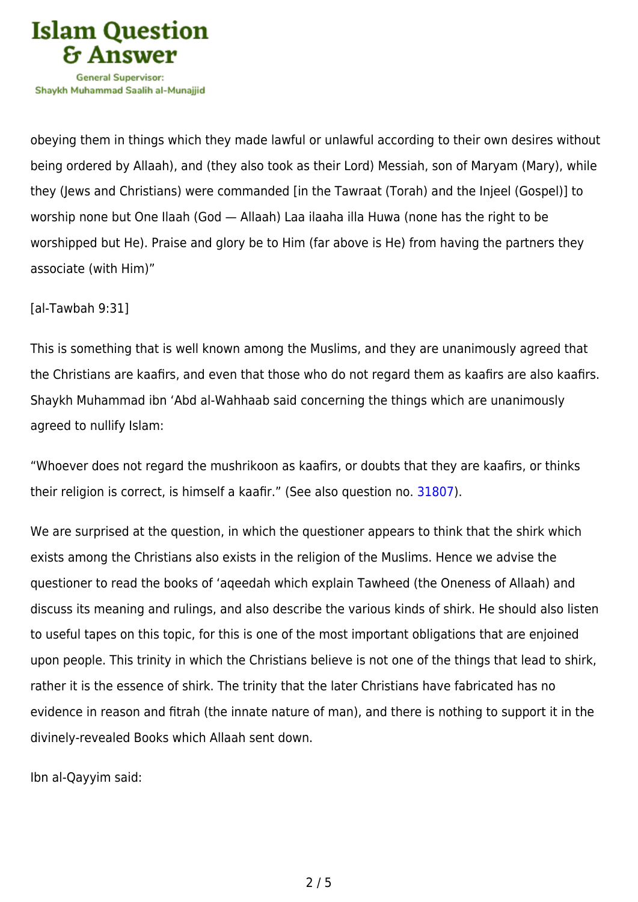obeying them in things which they made lawful or unlawful according to their own desires without being ordered by Allaah), and (they also took as their Lord) Messiah, son of Maryam (Mary), while they (Jews and Christians) were commanded [in the Tawraat (Torah) and the Injeel (Gospel)] to worship none but One Ilaah (God — Allaah) Laa ilaaha illa Huwa (none has the right to be worshipped but He). Praise and glory be to Him (far above is He) from having the partners they associate (with Him)"

[al-Tawbah 9:31]

This is something that is well known among the Muslims, and they are unanimously agreed that the Christians are kaafirs, and even that those who do not regard them as kaafirs are also kaafirs. Shaykh Muhammad ibn 'Abd al-Wahhaab said concerning the things which are unanimously agreed to nullify Islam:

"Whoever does not regard the mushrikoon as kaafirs, or doubts that they are kaafirs, or thinks their religion is correct, is himself a kaafir." (See also question no. 31807).

We are surprised at the question, in which the questioner appears to think that the shirk which exists among the Christians also exists in the religion of the Muslims. Hence we advise the questioner to read the books of 'aqeedah which explain Tawheed (the Oneness of Allaah) and discuss its meaning and rulings, and also describe the various kinds of shirk. He should also listen to useful tapes on this topic, for this is one of the most important obligations that are enjoined upon people. This trinity in which the Christians believe is not one of the things that lead to shirk, rather it is the essence of shirk. The trinity that the later Christians have fabricated has no evidence in reason and fitrah (the innate nature of man), and there is nothing to support it in the divinely-revealed Books which Allaah sent down.

Ibn al-Qayyim said: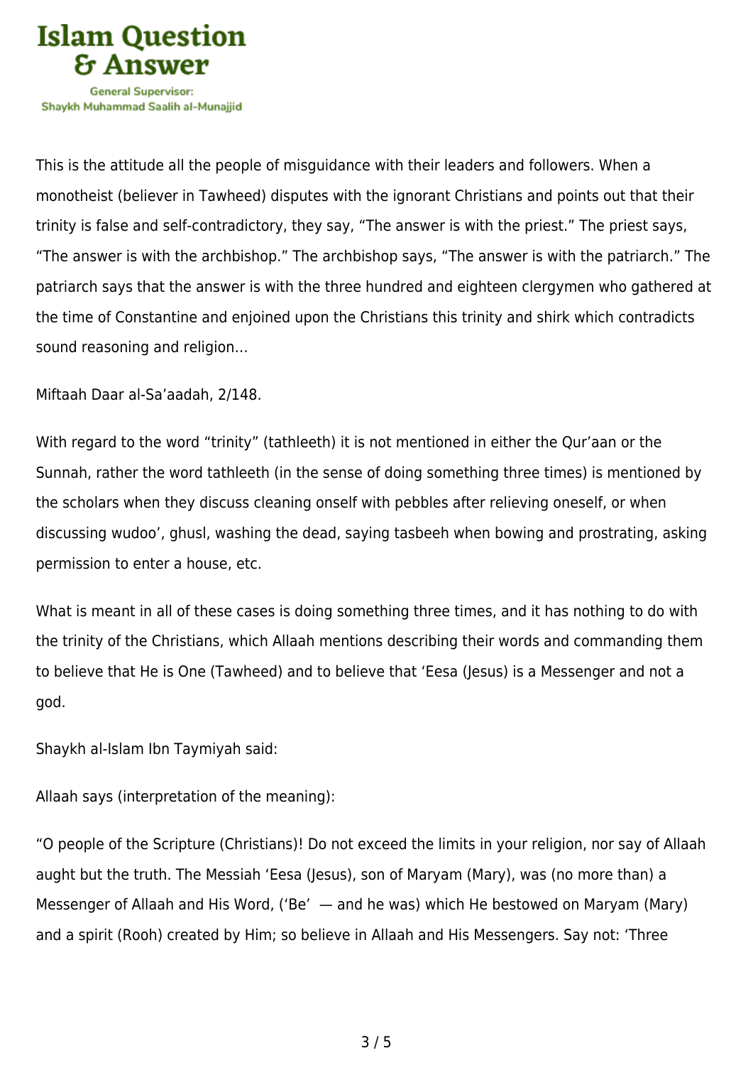This is the attitude all the people of misguidance with their leaders and followers. When a monotheist (believer in Tawheed) disputes with the ignorant Christians and points out that their trinity is false and self-contradictory, they say, “The answer is with the priest.” The priest says, “The answer is with the archbishop.” The archbishop says, “The answer is with the patriarch.” The patriarch says that the answer is with the three hundred and eighteen clergymen who gathered at the time of Constantine and enjoined upon the Christians this trinity and shirk which contradicts sound reasoning and religion…

Miftaah Daar al-Sa’aadah, 2/148.

With regard to the word “trinity” (tathleeth) it is not mentioned in either the Qur’aan or the Sunnah, rather the word tathleeth (in the sense of doing something three times) is mentioned by the scholars when they discuss cleaning onself with pebbles after relieving oneself, or when discussing wudoo’, ghusl, washing the dead, saying tasbeeh when bowing and prostrating, asking permission to enter a house, etc.

What is meant in all of these cases is doing something three times, and it has nothing to do with the trinity of the Christians, which Allaah mentions describing their words and commanding them to believe that He is One (Tawheed) and to believe that ‘Eesa (Jesus) is a Messenger and not a god.

Shaykh al-Islam Ibn Taymiyah said:

Allaah says (interpretation of the meaning):

“O people of the Scripture (Christians)! Do not exceed the limits in your religion, nor say of Allaah aught but the truth. The Messiah ‘Eesa (Jesus), son of Maryam (Mary), was (no more than) a Messenger of Allaah and His Word, (‘Be’ — and he was) which He bestowed on Maryam (Mary) and a spirit (Rooh) created by Him; so believe in Allaah and His Messengers. Say not: ‘Three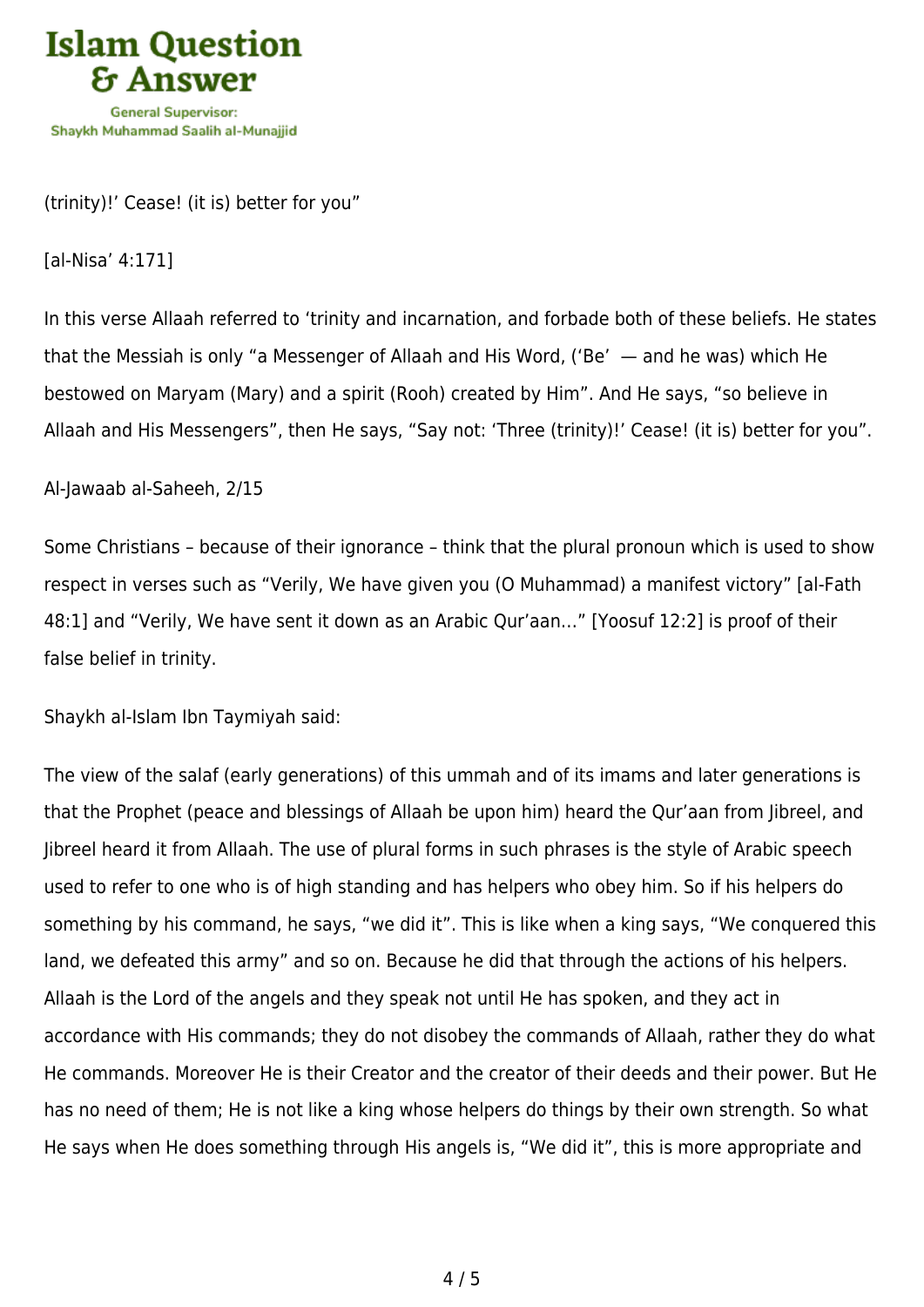(trinity)!' Cease! (it is) better for you"

[al-Nisa' 4:171]

In this verse Allaah referred to 'trinity and incarnation, and forbade both of these beliefs. He states that the Messiah is only "a Messenger of Allaah and His Word, ('Be' — and he was) which He bestowed on Maryam (Mary) and a spirit (Rooh) created by Him". And He says, "so believe in Allaah and His Messengers", then He says, "Say not: 'Three (trinity)!' Cease! (it is) better for you".

Al-Jawaab al-Saheeh, 2/15

Some Christians – because of their ignorance – think that the plural pronoun which is used to show respect in verses such as "Verily, We have given you (O Muhammad) a manifest victory" [al-Fath 48:1] and "Verily, We have sent it down as an Arabic Qur'aan…" [Yoosuf 12:2] is proof of their false belief in trinity.

Shaykh al-Islam Ibn Taymiyah said:

The view of the salaf (early generations) of this ummah and of its imams and later generations is that the Prophet (peace and blessings of Allaah be upon him) heard the Qur'aan from Jibreel, and Jibreel heard it from Allaah. The use of plural forms in such phrases is the style of Arabic speech used to refer to one who is of high standing and has helpers who obey him. So if his helpers do something by his command, he says, "we did it". This is like when a king says, "We conquered this land, we defeated this army" and so on. Because he did that through the actions of his helpers. Allaah is the Lord of the angels and they speak not until He has spoken, and they act in accordance with His commands; they do not disobey the commands of Allaah, rather they do what He commands. Moreover He is their Creator and the creator of their deeds and their power. But He has no need of them; He is not like a king whose helpers do things by their own strength. So what He says when He does something through His angels is, "We did it", this is more appropriate and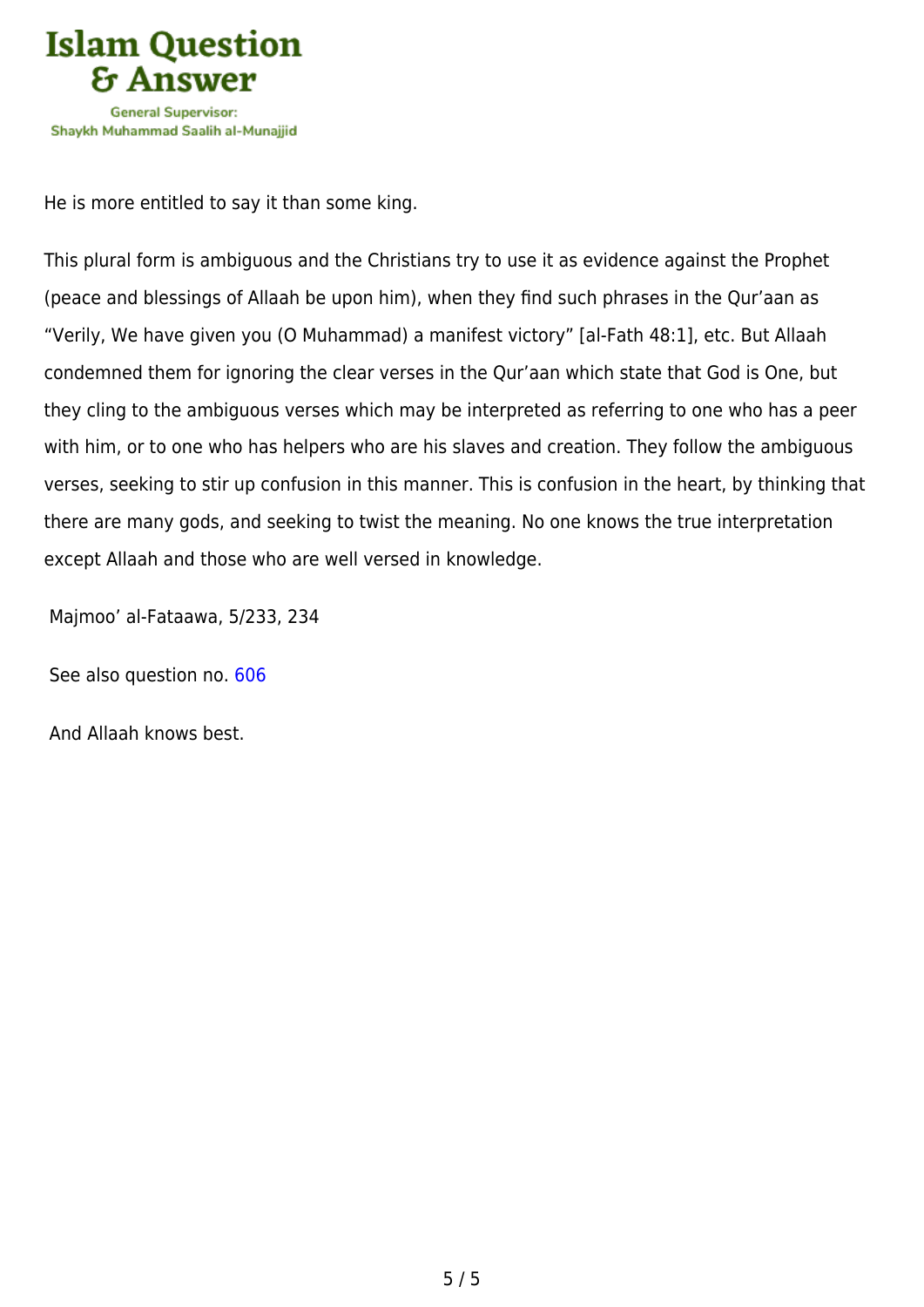He is more entitled to say it than some king.

This plural form is ambiguous and the Christians try to use it as evidence against the Prophet (peace and blessings of Allaah be upon him), when they find such phrases in the Qur'aan as "Verily, We have given you (O Muhammad) a manifest victory" [al-Fath 48:1], etc. But Allaah condemned them for ignoring the clear verses in the Qur'aan which state that God is One, but they cling to the ambiguous verses which may be interpreted as referring to one who has a peer with him, or to one who has helpers who are his slaves and creation. They follow the ambiguous verses, seeking to stir up confusion in this manner. This is confusion in the heart, by thinking that there are many gods, and seeking to twist the meaning. No one knows the true interpretation except Allaah and those who are well versed in knowledge.

Majmoo' al-Fataawa, 5/233, 234

See also question no. 606

And Allaah knows best.